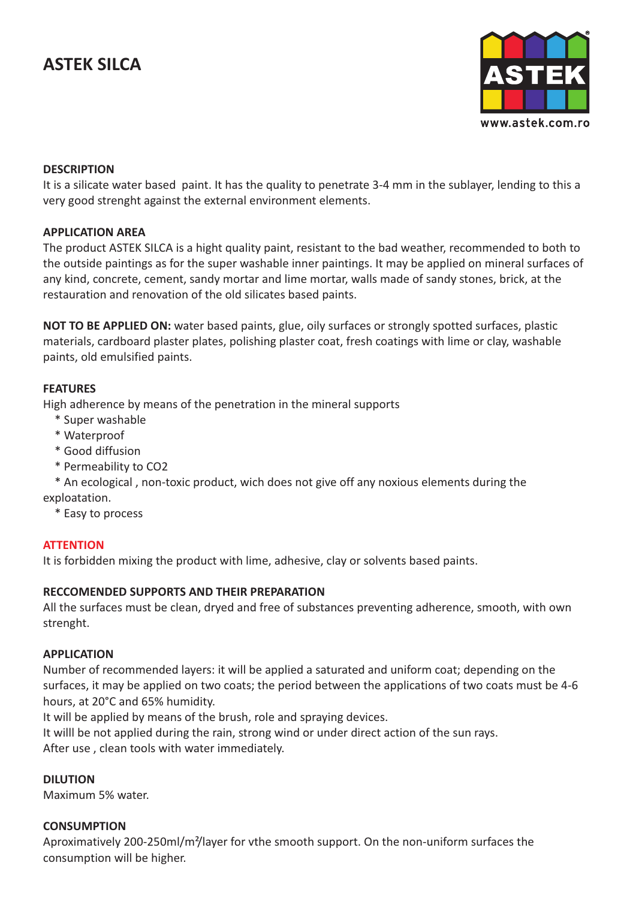# ASTEK SILCA

www.astek.com.ro

**DESCRIPTION**

It is a silicate water based paint. It has the quality to penetrate 3-4 mm in the sublayer, lending to this a very good strenght against the external environment elements.

**APPLICATION AREA**

The product ASTEK SILCA is a hight quality paint, resistant to the bad weather, recommended to both to the outside paintings as for the super washable inner paintings. It may be applied on mineral surfaces of any kind, concrete, cement, sandy mortar and lime mortar, walls made of sandy stones, brick, at the restauration and renovation of the old silicates based paints.

**NOT TO BE APPLIED ON:** water based paints, glue, oily surfaces or strongly spotted surfaces, plastic materials, cardboard plaster plates, polishing plaster coat, fresh coatings with lime or clay, washable paints, old emulsified paints.

**FEATURES**

High adherence by means of the penetration in the mineral supports

* Super washable
* Waterproof
* Good diffusion
* Permeability to $CO_2$
* An ecological , non-toxic product, wich does not give off any noxious elements during the exploatation.
* Easy to process

**ATTENTION**

It is forbidden mixing the product with lime, adhesive, clay or solvents based paints.

**RECCOMENDED SUPPORTS AND THEIR PREPARATION**

All the surfaces must be clean, dryed and free of substances preventing adherence, smooth, with own strenght.

**APPLICATION**

Number of recommended layers: it will be applied a saturated and uniform coat; depending on the surfaces, it may be applied on two coats; the period between the applications of two coats must be 4-6 hours, at 20°C and 65% humidity.

It will be applied by means of the brush, role and spraying devices.

It willl be not applied during the rain, strong wind or under direct action of the sun rays.

After use , clean tools with water immediately.

**DILUTION**

Maximum 5% water.

**CONSUMPTION**

Aproximatively 200-250ml/m²/layer for vthe smooth support. On the non-uniform surfaces the consumption will be higher.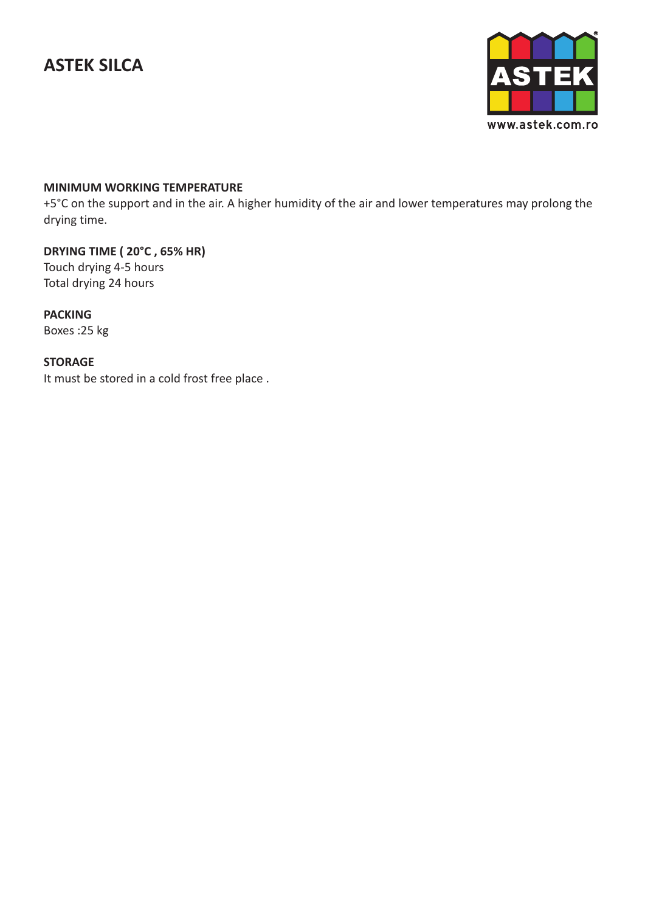# ASTEK SILCA

**MINIMUM WORKING TEMPERATURE**

+5°C on the support and in the air. A higher humidity of the air and lower temperatures may prolong the drying time.

**DRYING TIME ( 20°C , 65% HR)**

Touch drying 4-5 hours
Total drying 24 hours

**PACKING**

Boxes :25 kg

**STORAGE**

It must be stored in a cold frost free place .